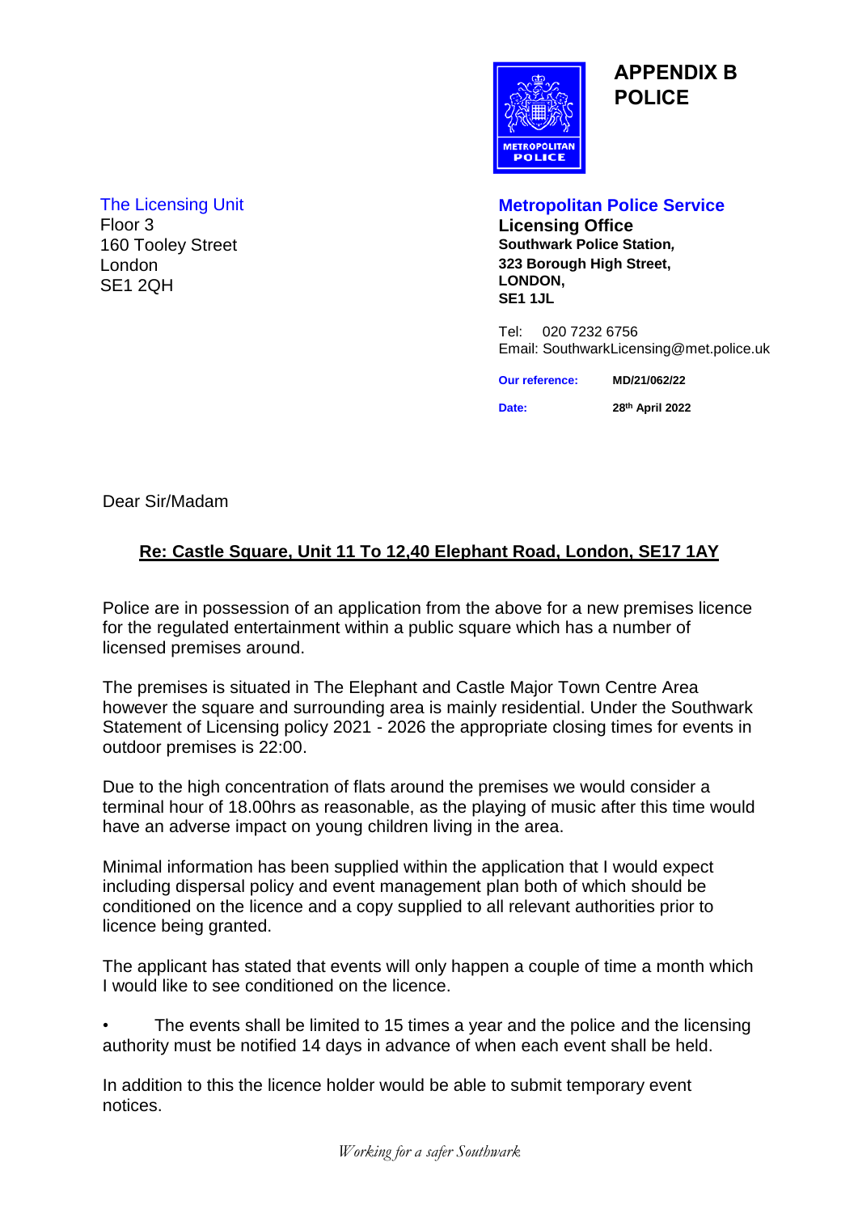# APPENDIX B
# POLICE

The Licensing Unit
Floor 3
160 Tooley Street
London
SE1 2QH

**Metropolitan Police Service**
**Licensing Office**
**Southwark Police Station,**
**323 Borough High Street,**
**LONDON,**
**SE1 1JL**

Tel: 020 7232 6756
Email: SouthwarkLicensing@met.police.uk

**Our reference:** **MD/21/062/22**

**Date:** **28th April 2022**

Dear Sir/Madam

**Re: Castle Square, Unit 11 To 12,40 Elephant Road, London, SE17 1AY**

Police are in possession of an application from the above for a new premises licence for the regulated entertainment within a public square which has a number of licensed premises around.

The premises is situated in The Elephant and Castle Major Town Centre Area however the square and surrounding area is mainly residential. Under the Southwark Statement of Licensing policy 2021 - 2026 the appropriate closing times for events in outdoor premises is 22:00.

Due to the high concentration of flats around the premises we would consider a terminal hour of 18.00hrs as reasonable, as the playing of music after this time would have an adverse impact on young children living in the area.

Minimal information has been supplied within the application that I would expect including dispersal policy and event management plan both of which should be conditioned on the licence and a copy supplied to all relevant authorities prior to licence being granted.

The applicant has stated that events will only happen a couple of time a month which I would like to see conditioned on the licence.

- The events shall be limited to 15 times a year and the police and the licensing authority must be notified 14 days in advance of when each event shall be held.

In addition to this the licence holder would be able to submit temporary event notices.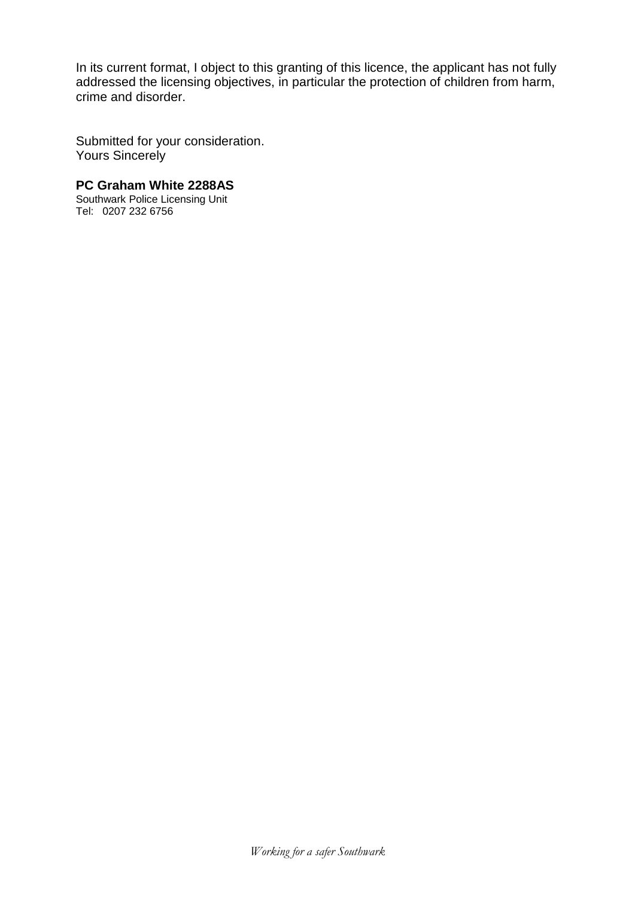In its current format, I object to this granting of this licence, the applicant has not fully addressed the licensing objectives, in particular the protection of children from harm, crime and disorder.

Submitted for your consideration.
Yours Sincerely

**PC Graham White 2288AS**
Southwark Police Licensing Unit
Tel: 0207 232 6756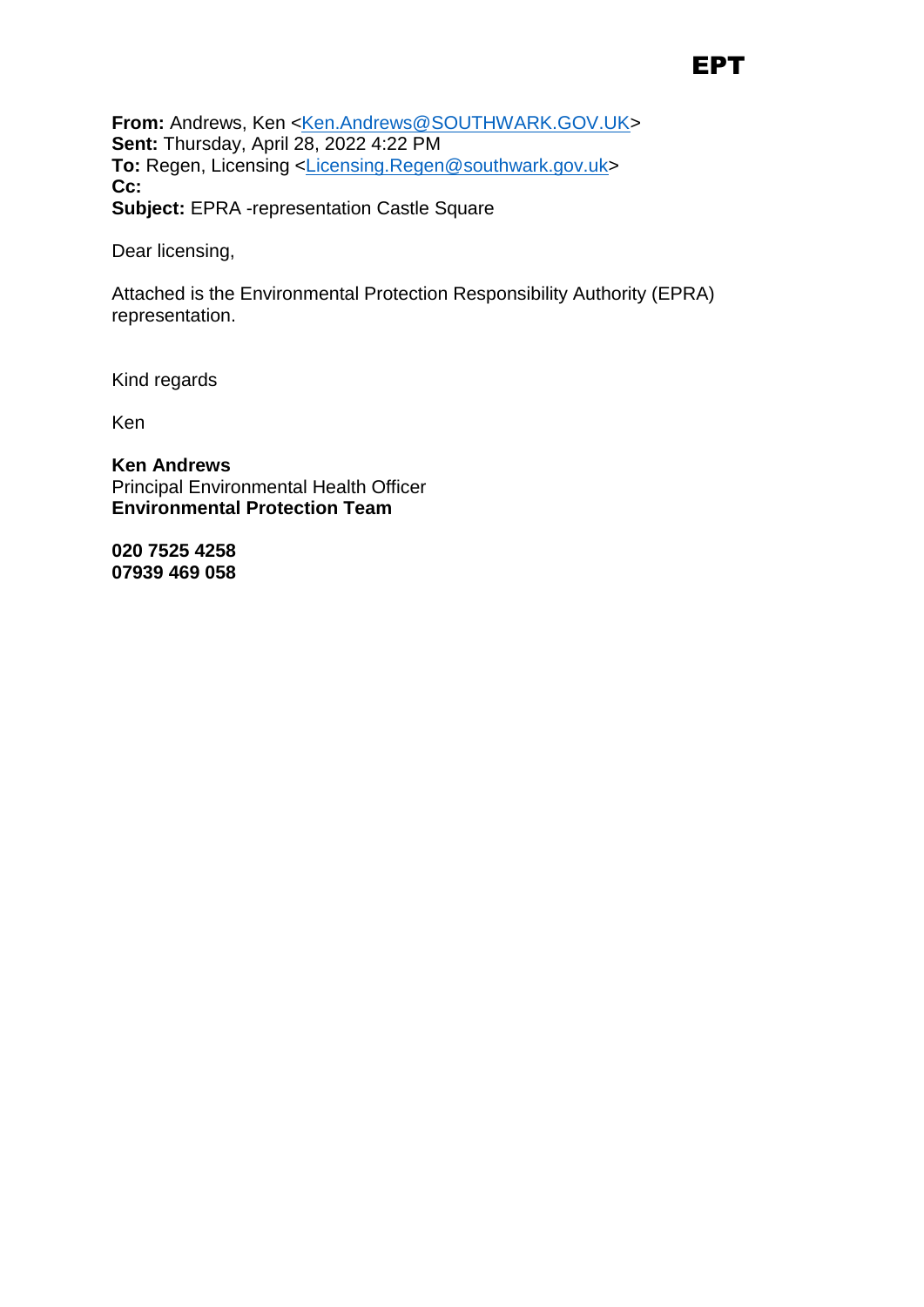# EPT

**From:** Andrews, Ken <Ken.Andrews@SOUTHWARK.GOV.UK>
**Sent:** Thursday, April 28, 2022 4:22 PM
**To:** Regen, Licensing <Licensing.Regen@southwark.gov.uk>
**Cc:**
**Subject:** EPRA -representation Castle Square

Dear licensing,

Attached is the Environmental Protection Responsibility Authority (EPRA) representation.

Kind regards

Ken

**Ken Andrews**
Principal Environmental Health Officer
**Environmental Protection Team**

**020 7525 4258**
**07939 469 058**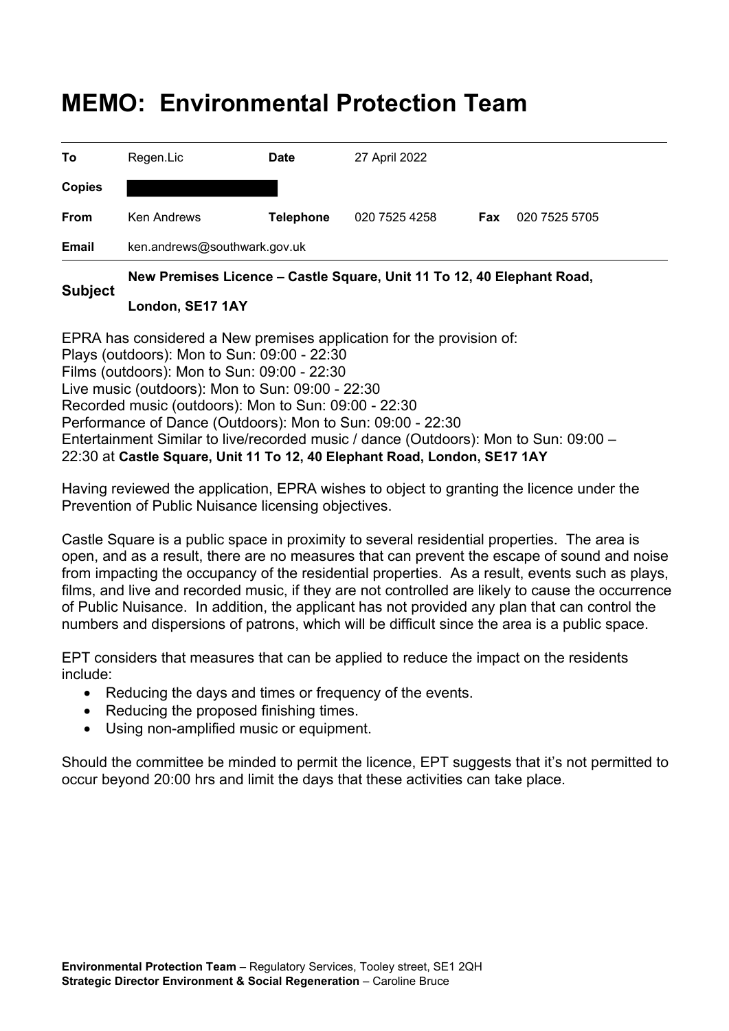# MEMO: Environmental Protection Team

| | | | | | |
|---|---|---|---|---|---|
| **To** | Regen.Lic | **Date** | 27 April 2022 | | |
| **Copies** | | | | | |
| **From** | Ken Andrews | **Telephone** | 020 7525 4258 | **Fax** | 020 7525 5705 |
| **Email** | ken.andrews@southwark.gov.uk | | | | |

**Subject** **New Premises Licence – Castle Square, Unit 11 To 12, 40 Elephant Road, London, SE17 1AY**

EPRA has considered a New premises application for the provision of:
Plays (outdoors): Mon to Sun: 09:00 - 22:30
Films (outdoors): Mon to Sun: 09:00 - 22:30
Live music (outdoors): Mon to Sun: 09:00 - 22:30
Recorded music (outdoors): Mon to Sun: 09:00 - 22:30
Performance of Dance (Outdoors): Mon to Sun: 09:00 - 22:30
Entertainment Similar to live/recorded music / dance (Outdoors): Mon to Sun: 09:00 – 22:30 at **Castle Square, Unit 11 To 12, 40 Elephant Road, London, SE17 1AY**

Having reviewed the application, EPRA wishes to object to granting the licence under the Prevention of Public Nuisance licensing objectives.

Castle Square is a public space in proximity to several residential properties. The area is open, and as a result, there are no measures that can prevent the escape of sound and noise from impacting the occupancy of the residential properties. As a result, events such as plays, films, and live and recorded music, if they are not controlled are likely to cause the occurrence of Public Nuisance. In addition, the applicant has not provided any plan that can control the numbers and dispersions of patrons, which will be difficult since the area is a public space.

EPT considers that measures that can be applied to reduce the impact on the residents include:

- Reducing the days and times or frequency of the events.
- Reducing the proposed finishing times.
- Using non-amplified music or equipment.

Should the committee be minded to permit the licence, EPT suggests that it's not permitted to occur beyond 20:00 hrs and limit the days that these activities can take place.

**Environmental Protection Team** – Regulatory Services, Tooley street, SE1 2QH
**Strategic Director Environment & Social Regeneration** – Caroline Bruce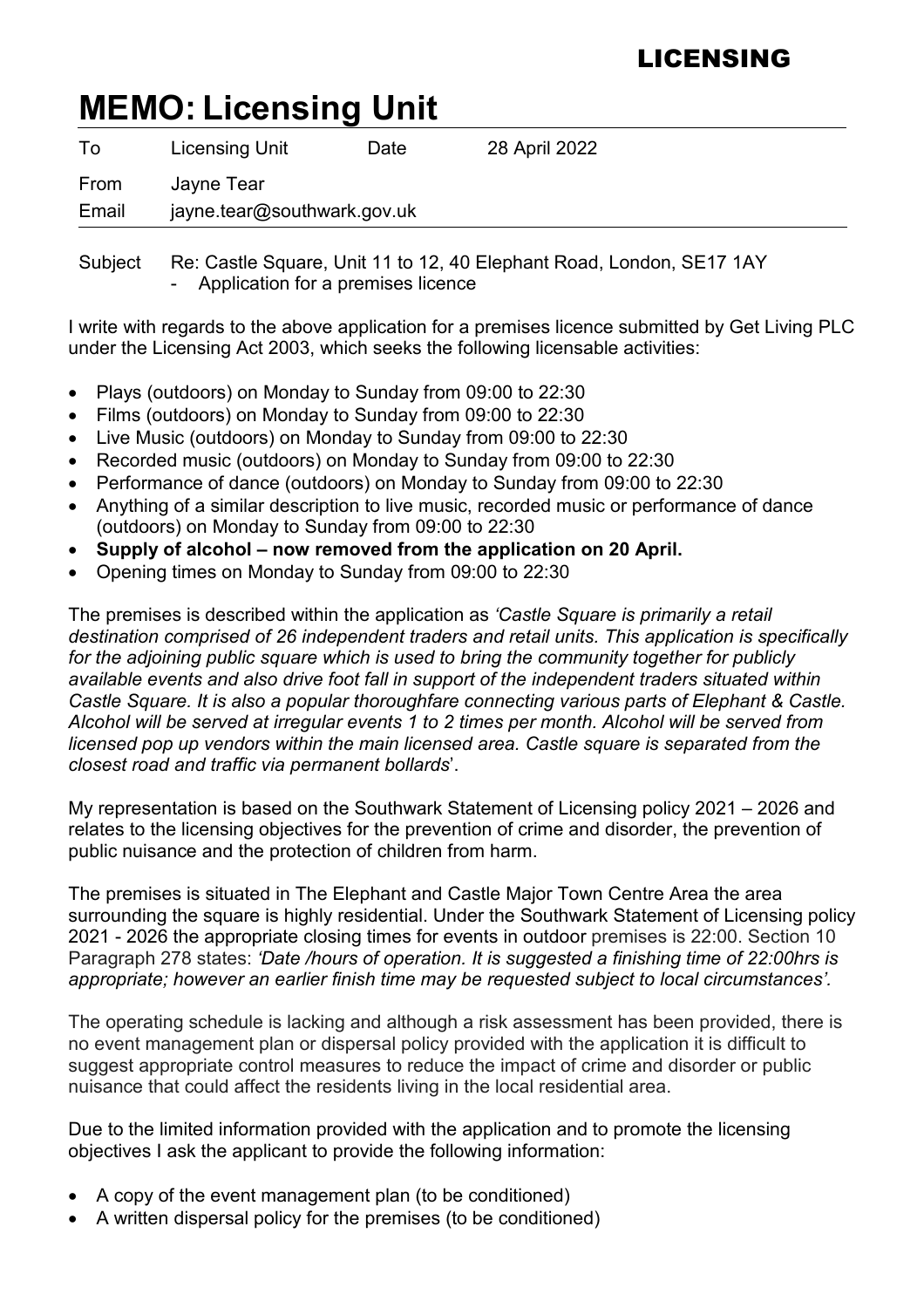LICENSING

# MEMO: Licensing Unit

| To | Licensing Unit | Date | 28 April 2022 |
|---|---|---|---|
| From | Jayne Tear | | |
| Email | jayne.tear@southwark.gov.uk | | |

Subject Re: Castle Square, Unit 11 to 12, 40 Elephant Road, London, SE17 1AY
- Application for a premises licence

I write with regards to the above application for a premises licence submitted by Get Living PLC under the Licensing Act 2003, which seeks the following licensable activities:

- Plays (outdoors) on Monday to Sunday from 09:00 to 22:30
- Films (outdoors) on Monday to Sunday from 09:00 to 22:30
- Live Music (outdoors) on Monday to Sunday from 09:00 to 22:30
- Recorded music (outdoors) on Monday to Sunday from 09:00 to 22:30
- Performance of dance (outdoors) on Monday to Sunday from 09:00 to 22:30
- Anything of a similar description to live music, recorded music or performance of dance (outdoors) on Monday to Sunday from 09:00 to 22:30
- **Supply of alcohol – now removed from the application on 20 April.**
- Opening times on Monday to Sunday from 09:00 to 22:30

The premises is described within the application as *'Castle Square is primarily a retail destination comprised of 26 independent traders and retail units. This application is specifically for the adjoining public square which is used to bring the community together for publicly available events and also drive foot fall in support of the independent traders situated within Castle Square. It is also a popular thoroughfare connecting various parts of Elephant & Castle. Alcohol will be served at irregular events 1 to 2 times per month. Alcohol will be served from licensed pop up vendors within the main licensed area. Castle square is separated from the closest road and traffic via permanent bollards*'.

My representation is based on the Southwark Statement of Licensing policy 2021 – 2026 and relates to the licensing objectives for the prevention of crime and disorder, the prevention of public nuisance and the protection of children from harm.

The premises is situated in The Elephant and Castle Major Town Centre Area the area surrounding the square is highly residential. Under the Southwark Statement of Licensing policy 2021 - 2026 the appropriate closing times for events in outdoor premises is 22:00. Section 10 Paragraph 278 states: *'Date /hours of operation. It is suggested a finishing time of 22:00hrs is appropriate; however an earlier finish time may be requested subject to local circumstances'.*

The operating schedule is lacking and although a risk assessment has been provided, there is no event management plan or dispersal policy provided with the application it is difficult to suggest appropriate control measures to reduce the impact of crime and disorder or public nuisance that could affect the residents living in the local residential area.

Due to the limited information provided with the application and to promote the licensing objectives I ask the applicant to provide the following information:

- A copy of the event management plan (to be conditioned)
- A written dispersal policy for the premises (to be conditioned)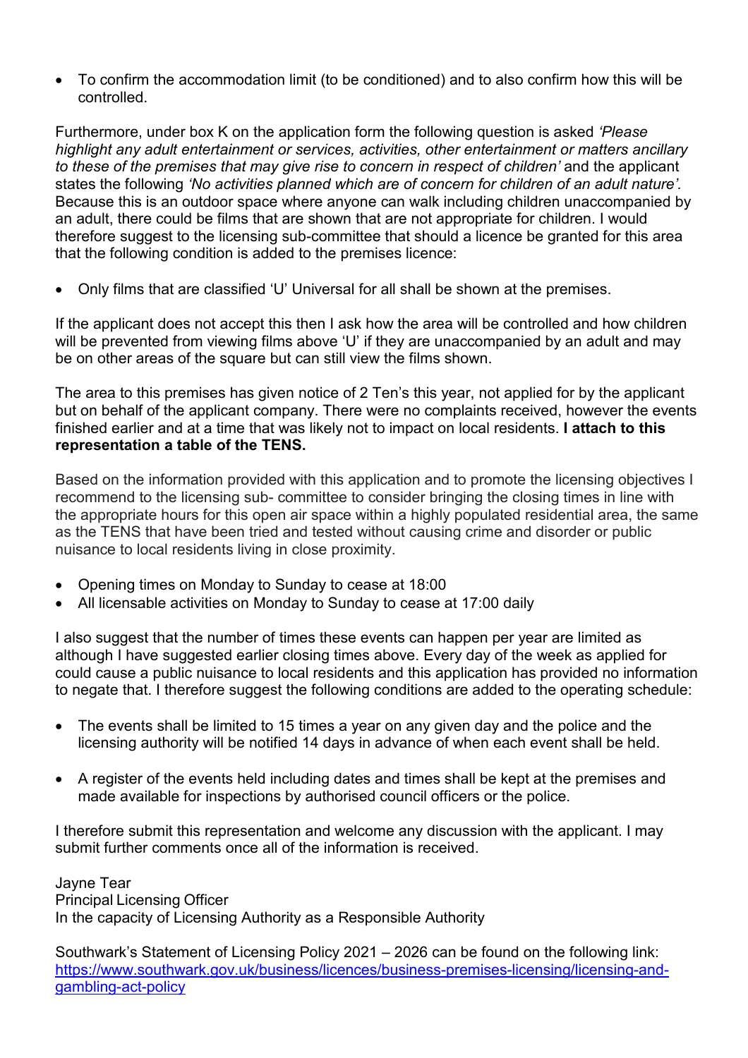- To confirm the accommodation limit (to be conditioned) and to also confirm how this will be controlled.

Furthermore, under box K on the application form the following question is asked *'Please highlight any adult entertainment or services, activities, other entertainment or matters ancillary to these of the premises that may give rise to concern in respect of children'* and the applicant states the following *'No activities planned which are of concern for children of an adult nature'.* Because this is an outdoor space where anyone can walk including children unaccompanied by an adult, there could be films that are shown that are not appropriate for children. I would therefore suggest to the licensing sub-committee that should a licence be granted for this area that the following condition is added to the premises licence:

- Only films that are classified 'U' Universal for all shall be shown at the premises.

If the applicant does not accept this then I ask how the area will be controlled and how children will be prevented from viewing films above 'U' if they are unaccompanied by an adult and may be on other areas of the square but can still view the films shown.

The area to this premises has given notice of 2 Ten's this year, not applied for by the applicant but on behalf of the applicant company. There were no complaints received, however the events finished earlier and at a time that was likely not to impact on local residents. **I attach to this representation a table of the TENS.**

Based on the information provided with this application and to promote the licensing objectives I recommend to the licensing sub- committee to consider bringing the closing times in line with the appropriate hours for this open air space within a highly populated residential area, the same as the TENS that have been tried and tested without causing crime and disorder or public nuisance to local residents living in close proximity.

- Opening times on Monday to Sunday to cease at 18:00
- All licensable activities on Monday to Sunday to cease at 17:00 daily

I also suggest that the number of times these events can happen per year are limited as although I have suggested earlier closing times above. Every day of the week as applied for could cause a public nuisance to local residents and this application has provided no information to negate that. I therefore suggest the following conditions are added to the operating schedule:

- The events shall be limited to 15 times a year on any given day and the police and the licensing authority will be notified 14 days in advance of when each event shall be held.

- A register of the events held including dates and times shall be kept at the premises and made available for inspections by authorised council officers or the police.

I therefore submit this representation and welcome any discussion with the applicant. I may submit further comments once all of the information is received.

Jayne Tear  
Principal Licensing Officer  
In the capacity of Licensing Authority as a Responsible Authority

Southwark's Statement of Licensing Policy 2021 – 2026 can be found on the following link: [https://www.southwark.gov.uk/business/licences/business-premises-licensing/licensing-and-gambling-act-policy](https://www.southwark.gov.uk/business/licences/business-premises-licensing/licensing-and-gambling-act-policy)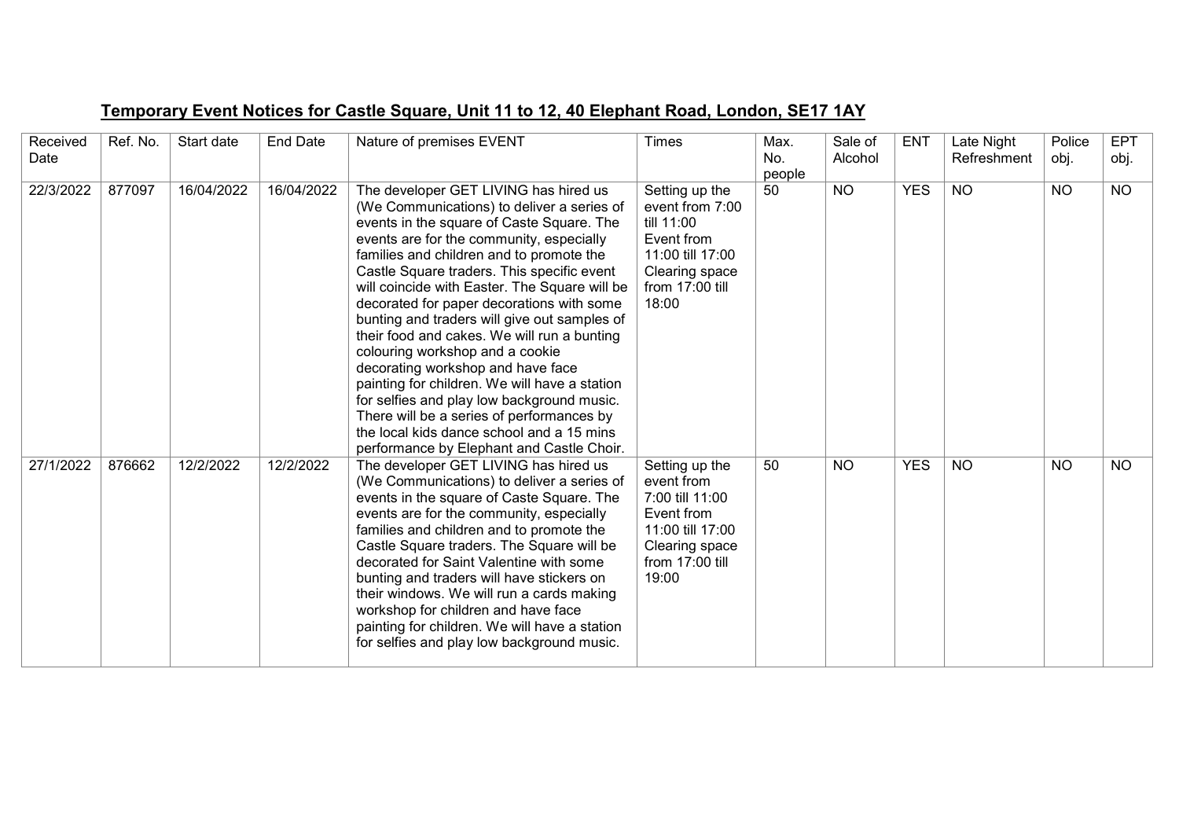## **Temporary Event Notices for Castle Square, Unit 11 to 12, 40 Elephant Road, London, SE17 1AY**

| Received Date | Ref. No. | Start date | End Date | Nature of premises EVENT | Times | Max. No. people | Sale of Alcohol | ENT | Late Night Refreshment | Police obj. | EPT obj. |
|---|---|---|---|---|---|---|---|---|---|---|---|
| 22/3/2022 | 877097 | 16/04/2022 | 16/04/2022 | The developer GET LIVING has hired us (We Communications) to deliver a series of events in the square of Caste Square. The events are for the community, especially families and children and to promote the Castle Square traders. This specific event will coincide with Easter. The Square will be decorated for paper decorations with some bunting and traders will give out samples of their food and cakes. We will run a bunting colouring workshop and a cookie decorating workshop and have face painting for children. We will have a station for selfies and play low background music. There will be a series of performances by the local kids dance school and a 15 mins performance by Elephant and Castle Choir. | Setting up the event from 7:00 till 11:00 Event from 11:00 till 17:00 Clearing space from 17:00 till 18:00 | 50 | NO | YES | NO | NO | NO |
| 27/1/2022 | 876662 | 12/2/2022 | 12/2/2022 | The developer GET LIVING has hired us (We Communications) to deliver a series of events in the square of Caste Square. The events are for the community, especially families and children and to promote the Castle Square traders. The Square will be decorated for Saint Valentine with some bunting and traders will have stickers on their windows. We will run a cards making workshop for children and have face painting for children. We will have a station for selfies and play low background music. | Setting up the event from 7:00 till 11:00 Event from 11:00 till 17:00 Clearing space from 17:00 till 19:00 | 50 | NO | YES | NO | NO | NO |